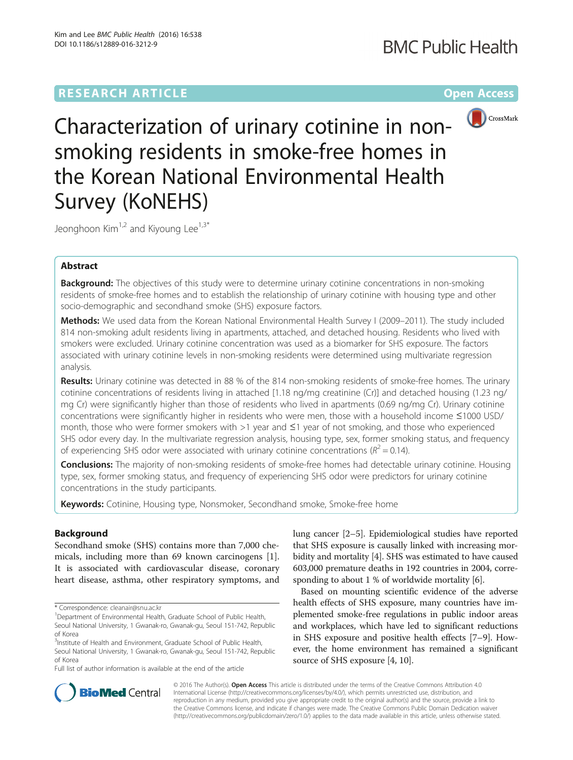RESEARCH ARTICLE

Open Access

# Characterization of urinary cotinine in non-smoking residents in smoke-free homes in the Korean National Environmental Health Survey (KoNEHS)

Jeonghoon Kim[1,2] and Kiyoung Lee[1,3*]

## Abstract

**Background:** The objectives of this study were to determine urinary cotinine concentrations in non-smoking residents of smoke-free homes and to establish the relationship of urinary cotinine with housing type and other socio-demographic and secondhand smoke (SHS) exposure factors.

**Methods:** We used data from the Korean National Environmental Health Survey I (2009–2011). The study included 814 non-smoking adult residents living in apartments, attached, and detached housing. Residents who lived with smokers were excluded. Urinary cotinine concentration was used as a biomarker for SHS exposure. The factors associated with urinary cotinine levels in non-smoking residents were determined using multivariate regression analysis.

**Results:** Urinary cotinine was detected in 88 % of the 814 non-smoking residents of smoke-free homes. The urinary cotinine concentrations of residents living in attached [1.18 ng/mg creatinine (Cr)] and detached housing (1.23 ng/mg Cr) were significantly higher than those of residents who lived in apartments (0.69 ng/mg Cr). Urinary cotinine concentrations were significantly higher in residents who were men, those with a household income ≤1000 USD/month, those who were former smokers with >1 year and ≤1 year of not smoking, and those who experienced SHS odor every day. In the multivariate regression analysis, housing type, sex, former smoking status, and frequency of experiencing SHS odor were associated with urinary cotinine concentrations ($R^2 = 0.14$).

**Conclusions:** The majority of non-smoking residents of smoke-free homes had detectable urinary cotinine. Housing type, sex, former smoking status, and frequency of experiencing SHS odor were predictors for urinary cotinine concentrations in the study participants.

**Keywords:** Cotinine, Housing type, Nonsmoker, Secondhand smoke, Smoke-free home

## Background

Secondhand smoke (SHS) contains more than 7,000 chemicals, including more than 69 known carcinogens [1]. It is associated with cardiovascular disease, coronary heart disease, asthma, other respiratory symptoms, and lung cancer [2–5]. Epidemiological studies have reported that SHS exposure is causally linked with increasing morbidity and mortality [4]. SHS was estimated to have caused 603,000 premature deaths in 192 countries in 2004, corresponding to about 1 % of worldwide mortality [6].

Based on mounting scientific evidence of the adverse health effects of SHS exposure, many countries have implemented smoke-free regulations in public indoor areas and workplaces, which have led to significant reductions in SHS exposure and positive health effects [7–9]. However, the home environment has remained a significant source of SHS exposure [4, 10].

\* Correspondence: cleanair@snu.ac.kr

[1]Department of Environmental Health, Graduate School of Public Health, Seoul National University, 1 Gwanak-ro, Gwanak-gu, Seoul 151-742, Republic of Korea

[3]Institute of Health and Environment, Graduate School of Public Health, Seoul National University, 1 Gwanak-ro, Gwanak-gu, Seoul 151-742, Republic of Korea

Full list of author information is available at the end of the article

© 2016 The Author(s). **Open Access** This article is distributed under the terms of the Creative Commons Attribution 4.0 International License (http://creativecommons.org/licenses/by/4.0/), which permits unrestricted use, distribution, and reproduction in any medium, provided you give appropriate credit to the original author(s) and the source, provide a link to the Creative Commons license, and indicate if changes were made. The Creative Commons Public Domain Dedication waiver (http://creativecommons.org/publicdomain/zero/1.0/) applies to the data made available in this article, unless otherwise stated.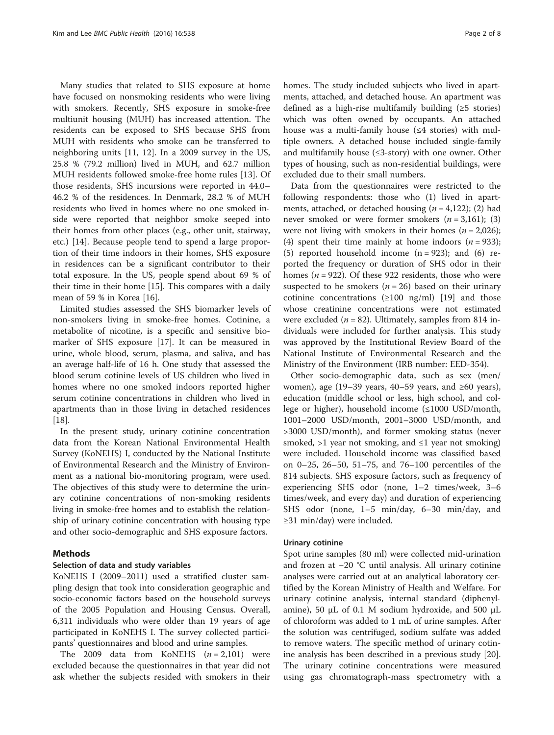Many studies that related to SHS exposure at home have focused on nonsmoking residents who were living with smokers. Recently, SHS exposure in smoke-free multiunit housing (MUH) has increased attention. The residents can be exposed to SHS because SHS from MUH with residents who smoke can be transferred to neighboring units [11, 12]. In a 2009 survey in the US, 25.8 % (79.2 million) lived in MUH, and 62.7 million MUH residents followed smoke-free home rules [13]. Of those residents, SHS incursions were reported in 44.0–46.2 % of the residences. In Denmark, 28.2 % of MUH residents who lived in homes where no one smoked inside were reported that neighbor smoke seeped into their homes from other places (e.g., other unit, stairway, etc.) [14]. Because people tend to spend a large proportion of their time indoors in their homes, SHS exposure in residences can be a significant contributor to their total exposure. In the US, people spend about 69 % of their time in their home [15]. This compares with a daily mean of 59 % in Korea [16].

Limited studies assessed the SHS biomarker levels of non-smokers living in smoke-free homes. Cotinine, a metabolite of nicotine, is a specific and sensitive biomarker of SHS exposure [17]. It can be measured in urine, whole blood, serum, plasma, and saliva, and has an average half-life of 16 h. One study that assessed the blood serum cotinine levels of US children who lived in homes where no one smoked indoors reported higher serum cotinine concentrations in children who lived in apartments than in those living in detached residences [18].

In the present study, urinary cotinine concentration data from the Korean National Environmental Health Survey (KoNEHS) I, conducted by the National Institute of Environmental Research and the Ministry of Environment as a national bio-monitoring program, were used. The objectives of this study were to determine the urinary cotinine concentrations of non-smoking residents living in smoke-free homes and to establish the relationship of urinary cotinine concentration with housing type and other socio-demographic and SHS exposure factors.

## Methods

### Selection of data and study variables

KoNEHS I (2009–2011) used a stratified cluster sampling design that took into consideration geographic and socio-economic factors based on the household surveys of the 2005 Population and Housing Census. Overall, 6,311 individuals who were older than 19 years of age participated in KoNEHS I. The survey collected participants' questionnaires and blood and urine samples.

The 2009 data from KoNEHS ($n = 2,101$) were excluded because the questionnaires in that year did not ask whether the subjects resided with smokers in their homes. The study included subjects who lived in apartments, attached, and detached house. An apartment was defined as a high-rise multifamily building (≥5 stories) which was often owned by occupants. An attached house was a multi-family house (≤4 stories) with multiple owners. A detached house included single-family and multifamily house (≤3-story) with one owner. Other types of housing, such as non-residential buildings, were excluded due to their small numbers.

Data from the questionnaires were restricted to the following respondents: those who (1) lived in apartments, attached, or detached housing ($n = 4,122$); (2) had never smoked or were former smokers ($n = 3,161$); (3) were not living with smokers in their homes ($n = 2,026$); (4) spent their time mainly at home indoors ($n = 933$); (5) reported household income ($n = 923$); and (6) reported the frequency or duration of SHS odor in their homes ($n = 922$). Of these 922 residents, those who were suspected to be smokers ($n = 26$) based on their urinary cotinine concentrations (≥100 ng/ml) [19] and those whose creatinine concentrations were not estimated were excluded ($n = 82$). Ultimately, samples from 814 individuals were included for further analysis. This study was approved by the Institutional Review Board of the National Institute of Environmental Research and the Ministry of the Environment (IRB number: EED-354).

Other socio-demographic data, such as sex (men/women), age (19–39 years, 40–59 years, and ≥60 years), education (middle school or less, high school, and college or higher), household income (≤1000 USD/month, 1001–2000 USD/month, 2001–3000 USD/month, and >3000 USD/month), and former smoking status (never smoked, >1 year not smoking, and ≤1 year not smoking) were included. Household income was classified based on 0–25, 26–50, 51–75, and 76–100 percentiles of the 814 subjects. SHS exposure factors, such as frequency of experiencing SHS odor (none, 1–2 times/week, 3–6 times/week, and every day) and duration of experiencing SHS odor (none, 1–5 min/day, 6–30 min/day, and ≥31 min/day) were included.

### Urinary cotinine

Spot urine samples (80 ml) were collected mid-urination and frozen at −20 °C until analysis. All urinary cotinine analyses were carried out at an analytical laboratory certified by the Korean Ministry of Health and Welfare. For urinary cotinine analysis, internal standard (diphenylamine), 50 μL of 0.1 M sodium hydroxide, and 500 μL of chloroform was added to 1 mL of urine samples. After the solution was centrifuged, sodium sulfate was added to remove waters. The specific method of urinary cotinine analysis has been described in a previous study [20]. The urinary cotinine concentrations were measured using gas chromatograph-mass spectrometry with a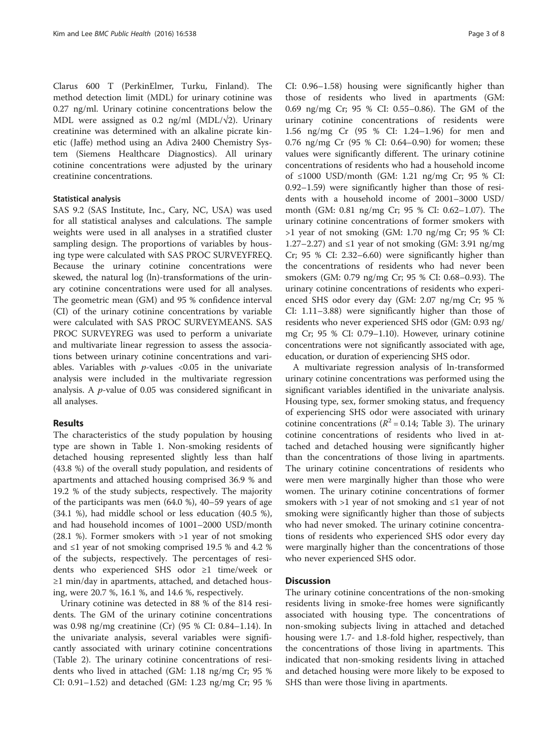Clarus 600 T (PerkinElmer, Turku, Finland). The method detection limit (MDL) for urinary cotinine was 0.27 ng/ml. Urinary cotinine concentrations below the MDL were assigned as 0.2 ng/ml (MDL/√2). Urinary creatinine was determined with an alkaline picrate kinetic (Jaffe) method using an Adiva 2400 Chemistry System (Siemens Healthcare Diagnostics). All urinary cotinine concentrations were adjusted by the urinary creatinine concentrations.

### Statistical analysis

SAS 9.2 (SAS Institute, Inc., Cary, NC, USA) was used for all statistical analyses and calculations. The sample weights were used in all analyses in a stratified cluster sampling design. The proportions of variables by housing type were calculated with SAS PROC SURVEYFREQ. Because the urinary cotinine concentrations were skewed, the natural log (ln)-transformations of the urinary cotinine concentrations were used for all analyses. The geometric mean (GM) and 95 % confidence interval (CI) of the urinary cotinine concentrations by variable were calculated with SAS PROC SURVEYMEANS. SAS PROC SURVEYREG was used to perform a univariate and multivariate linear regression to assess the associations between urinary cotinine concentrations and variables. Variables with $p$-values <0.05 in the univariate analysis were included in the multivariate regression analysis. A $p$-value of 0.05 was considered significant in all analyses.

## Results

The characteristics of the study population by housing type are shown in Table 1. Non-smoking residents of detached housing represented slightly less than half (43.8 %) of the overall study population, and residents of apartments and attached housing comprised 36.9 % and 19.2 % of the study subjects, respectively. The majority of the participants was men (64.0 %), 40–59 years of age (34.1 %), had middle school or less education (40.5 %), and had household incomes of 1001–2000 USD/month (28.1 %). Former smokers with >1 year of not smoking and ≤1 year of not smoking comprised 19.5 % and 4.2 % of the subjects, respectively. The percentages of residents who experienced SHS odor ≥1 time/week or ≥1 min/day in apartments, attached, and detached housing, were 20.7 %, 16.1 %, and 14.6 %, respectively.

Urinary cotinine was detected in 88 % of the 814 residents. The GM of the urinary cotinine concentrations was 0.98 ng/mg creatinine (Cr) (95 % CI: 0.84–1.14). In the univariate analysis, several variables were significantly associated with urinary cotinine concentrations (Table 2). The urinary cotinine concentrations of residents who lived in attached (GM: 1.18 ng/mg Cr; 95 % CI: 0.91–1.52) and detached (GM: 1.23 ng/mg Cr; 95 % CI: 0.96–1.58) housing were significantly higher than those of residents who lived in apartments (GM: 0.69 ng/mg Cr; 95 % CI: 0.55–0.86). The GM of the urinary cotinine concentrations of residents were 1.56 ng/mg Cr (95 % CI: 1.24–1.96) for men and 0.76 ng/mg Cr (95 % CI: 0.64–0.90) for women; these values were significantly different. The urinary cotinine concentrations of residents who had a household income of ≤1000 USD/month (GM: 1.21 ng/mg Cr; 95 % CI: 0.92–1.59) were significantly higher than those of residents with a household income of 2001–3000 USD/month (GM: 0.81 ng/mg Cr; 95 % CI: 0.62–1.07). The urinary cotinine concentrations of former smokers with >1 year of not smoking (GM: 1.70 ng/mg Cr; 95 % CI: 1.27–2.27) and ≤1 year of not smoking (GM: 3.91 ng/mg Cr; 95 % CI: 2.32–6.60) were significantly higher than the concentrations of residents who had never been smokers (GM: 0.79 ng/mg Cr; 95 % CI: 0.68–0.93). The urinary cotinine concentrations of residents who experienced SHS odor every day (GM: 2.07 ng/mg Cr; 95 % CI: 1.11–3.88) were significantly higher than those of residents who never experienced SHS odor (GM: 0.93 ng/mg Cr; 95 % CI: 0.79–1.10). However, urinary cotinine concentrations were not significantly associated with age, education, or duration of experiencing SHS odor.

A multivariate regression analysis of ln-transformed urinary cotinine concentrations was performed using the significant variables identified in the univariate analysis. Housing type, sex, former smoking status, and frequency of experiencing SHS odor were associated with urinary cotinine concentrations ($R^2 = 0.14$; Table 3). The urinary cotinine concentrations of residents who lived in attached and detached housing were significantly higher than the concentrations of those living in apartments. The urinary cotinine concentrations of residents who were men were marginally higher than those who were women. The urinary cotinine concentrations of former smokers with >1 year of not smoking and ≤1 year of not smoking were significantly higher than those of subjects who had never smoked. The urinary cotinine concentrations of residents who experienced SHS odor every day were marginally higher than the concentrations of those who never experienced SHS odor.

## Discussion

The urinary cotinine concentrations of the non-smoking residents living in smoke-free homes were significantly associated with housing type. The concentrations of non-smoking subjects living in attached and detached housing were 1.7- and 1.8-fold higher, respectively, than the concentrations of those living in apartments. This indicated that non-smoking residents living in attached and detached housing were more likely to be exposed to SHS than were those living in apartments.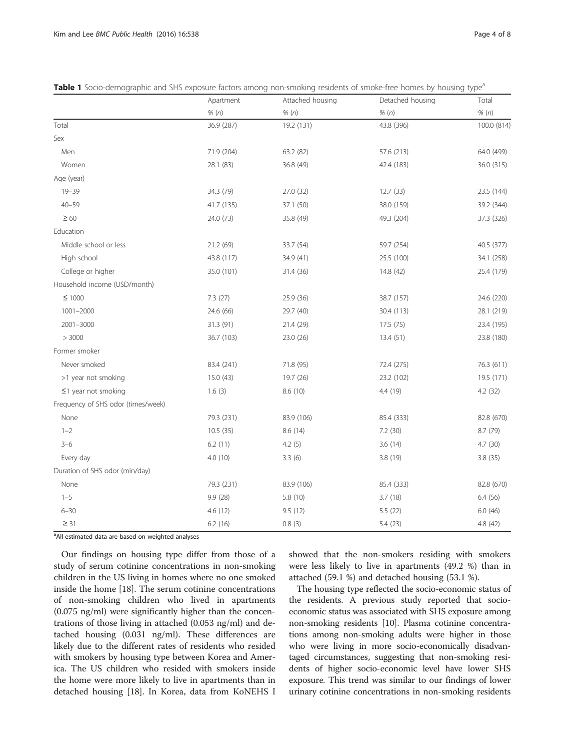**Table 1** Socio-demographic and SHS exposure factors among non-smoking residents of smoke-free homes by housing type[a]

| | Apartment | Attached housing | Detached housing | Total |
|---|---|---|---|---|
| | % (*n*) | % (*n*) | % (*n*) | % (*n*) |
| Total | 36.9 (287) | 19.2 (131) | 43.8 (396) | 100.0 (814) |
| Sex | | | | |
| Men | 71.9 (204) | 63.2 (82) | 57.6 (213) | 64.0 (499) |
| Women | 28.1 (83) | 36.8 (49) | 42.4 (183) | 36.0 (315) |
| Age (year) | | | | |
| 19–39 | 34.3 (79) | 27.0 (32) | 12.7 (33) | 23.5 (144) |
| 40–59 | 41.7 (135) | 37.1 (50) | 38.0 (159) | 39.2 (344) |
| ≥ 60 | 24.0 (73) | 35.8 (49) | 49.3 (204) | 37.3 (326) |
| Education | | | | |
| Middle school or less | 21.2 (69) | 33.7 (54) | 59.7 (254) | 40.5 (377) |
| High school | 43.8 (117) | 34.9 (41) | 25.5 (100) | 34.1 (258) |
| College or higher | 35.0 (101) | 31.4 (36) | 14.8 (42) | 25.4 (179) |
| Household income (USD/month) | | | | |
| ≤ 1000 | 7.3 (27) | 25.9 (36) | 38.7 (157) | 24.6 (220) |
| 1001–2000 | 24.6 (66) | 29.7 (40) | 30.4 (113) | 28.1 (219) |
| 2001–3000 | 31.3 (91) | 21.4 (29) | 17.5 (75) | 23.4 (195) |
| > 3000 | 36.7 (103) | 23.0 (26) | 13.4 (51) | 23.8 (180) |
| Former smoker | | | | |
| Never smoked | 83.4 (241) | 71.8 (95) | 72.4 (275) | 76.3 (611) |
| >1 year not smoking | 15.0 (43) | 19.7 (26) | 23.2 (102) | 19.5 (171) |
| ≤1 year not smoking | 1.6 (3) | 8.6 (10) | 4.4 (19) | 4.2 (32) |
| Frequency of SHS odor (times/week) | | | | |
| None | 79.3 (231) | 83.9 (106) | 85.4 (333) | 82.8 (670) |
| 1–2 | 10.5 (35) | 8.6 (14) | 7.2 (30) | 8.7 (79) |
| 3–6 | 6.2 (11) | 4.2 (5) | 3.6 (14) | 4.7 (30) |
| Every day | 4.0 (10) | 3.3 (6) | 3.8 (19) | 3.8 (35) |
| Duration of SHS odor (min/day) | | | | |
| None | 79.3 (231) | 83.9 (106) | 85.4 (333) | 82.8 (670) |
| 1–5 | 9.9 (28) | 5.8 (10) | 3.7 (18) | 6.4 (56) |
| 6–30 | 4.6 (12) | 9.5 (12) | 5.5 (22) | 6.0 (46) |
| ≥ 31 | 6.2 (16) | 0.8 (3) | 5.4 (23) | 4.8 (42) |

[a]All estimated data are based on weighted analyses

Our findings on housing type differ from those of a study of serum cotinine concentrations in non-smoking children in the US living in homes where no one smoked inside the home [18]. The serum cotinine concentrations of non-smoking children who lived in apartments (0.075 ng/ml) were significantly higher than the concentrations of those living in attached (0.053 ng/ml) and detached housing (0.031 ng/ml). These differences are likely due to the different rates of residents who resided with smokers by housing type between Korea and America. The US children who resided with smokers inside the home were more likely to live in apartments than in detached housing [18]. In Korea, data from KoNEHS I showed that the non-smokers residing with smokers were less likely to live in apartments (49.2 %) than in attached (59.1 %) and detached housing (53.1 %).

The housing type reflected the socio-economic status of the residents. A previous study reported that socio-economic status was associated with SHS exposure among non-smoking residents [10]. Plasma cotinine concentrations among non-smoking adults were higher in those who were living in more socio-economically disadvantaged circumstances, suggesting that non-smoking residents of higher socio-economic level have lower SHS exposure. This trend was similar to our findings of lower urinary cotinine concentrations in non-smoking residents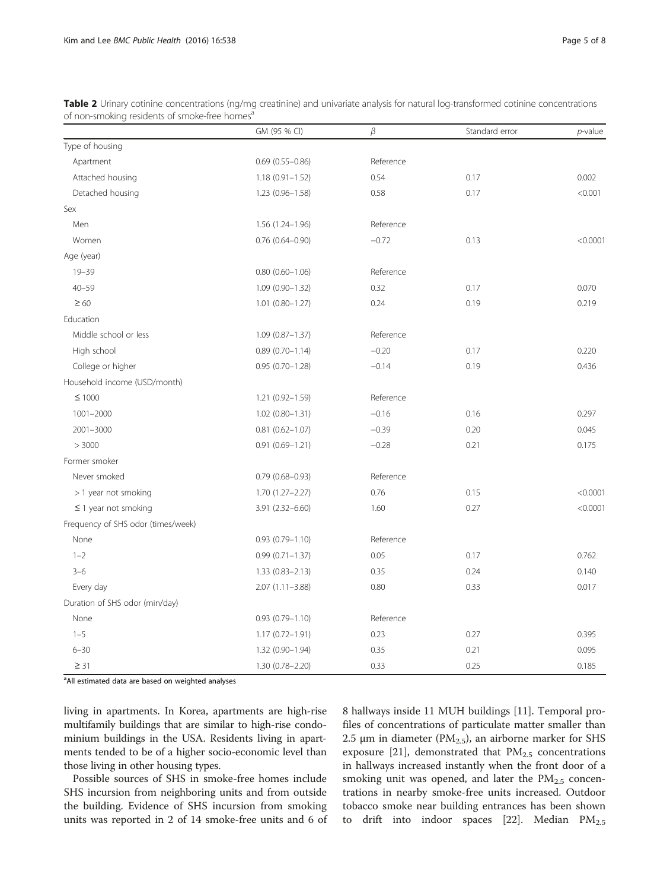**Table 2** Urinary cotinine concentrations (ng/mg creatinine) and univariate analysis for natural log-transformed cotinine concentrations of non-smoking residents of smoke-free homes[a]

| | GM (95 % CI) | $\beta$ | Standard error | $p$-value |
|---|---|---|---|---|
| Type of housing | | | | |
| Apartment | 0.69 (0.55–0.86) | Reference | | |
| Attached housing | 1.18 (0.91–1.52) | 0.54 | 0.17 | 0.002 |
| Detached housing | 1.23 (0.96–1.58) | 0.58 | 0.17 | <0.001 |
| Sex | | | | |
| Men | 1.56 (1.24–1.96) | Reference | | |
| Women | 0.76 (0.64–0.90) | −0.72 | 0.13 | <0.0001 |
| Age (year) | | | | |
| 19–39 | 0.80 (0.60–1.06) | Reference | | |
| 40–59 | 1.09 (0.90–1.32) | 0.32 | 0.17 | 0.070 |
| ≥ 60 | 1.01 (0.80–1.27) | 0.24 | 0.19 | 0.219 |
| Education | | | | |
| Middle school or less | 1.09 (0.87–1.37) | Reference | | |
| High school | 0.89 (0.70–1.14) | −0.20 | 0.17 | 0.220 |
| College or higher | 0.95 (0.70–1.28) | −0.14 | 0.19 | 0.436 |
| Household income (USD/month) | | | | |
| ≤ 1000 | 1.21 (0.92–1.59) | Reference | | |
| 1001–2000 | 1.02 (0.80–1.31) | −0.16 | 0.16 | 0.297 |
| 2001–3000 | 0.81 (0.62–1.07) | −0.39 | 0.20 | 0.045 |
| > 3000 | 0.91 (0.69–1.21) | −0.28 | 0.21 | 0.175 |
| Former smoker | | | | |
| Never smoked | 0.79 (0.68–0.93) | Reference | | |
| > 1 year not smoking | 1.70 (1.27–2.27) | 0.76 | 0.15 | <0.0001 |
| ≤ 1 year not smoking | 3.91 (2.32–6.60) | 1.60 | 0.27 | <0.0001 |
| Frequency of SHS odor (times/week) | | | | |
| None | 0.93 (0.79–1.10) | Reference | | |
| 1–2 | 0.99 (0.71–1.37) | 0.05 | 0.17 | 0.762 |
| 3–6 | 1.33 (0.83–2.13) | 0.35 | 0.24 | 0.140 |
| Every day | 2.07 (1.11–3.88) | 0.80 | 0.33 | 0.017 |
| Duration of SHS odor (min/day) | | | | |
| None | 0.93 (0.79–1.10) | Reference | | |
| 1–5 | 1.17 (0.72–1.91) | 0.23 | 0.27 | 0.395 |
| 6–30 | 1.32 (0.90–1.94) | 0.35 | 0.21 | 0.095 |
| ≥ 31 | 1.30 (0.78–2.20) | 0.33 | 0.25 | 0.185 |

[a]All estimated data are based on weighted analyses

living in apartments. In Korea, apartments are high-rise multifamily buildings that are similar to high-rise condominium buildings in the USA. Residents living in apartments tended to be of a higher socio-economic level than those living in other housing types.

Possible sources of SHS in smoke-free homes include SHS incursion from neighboring units and from outside the building. Evidence of SHS incursion from smoking units was reported in 2 of 14 smoke-free units and 6 of 8 hallways inside 11 MUH buildings [11]. Temporal profiles of concentrations of particulate matter smaller than 2.5 μm in diameter ($PM_{2.5}$), an airborne marker for SHS exposure [21], demonstrated that $PM_{2.5}$ concentrations in hallways increased instantly when the front door of a smoking unit was opened, and later the $PM_{2.5}$ concentrations in nearby smoke-free units increased. Outdoor tobacco smoke near building entrances has been shown to drift into indoor spaces [22]. Median $PM_{2.5}$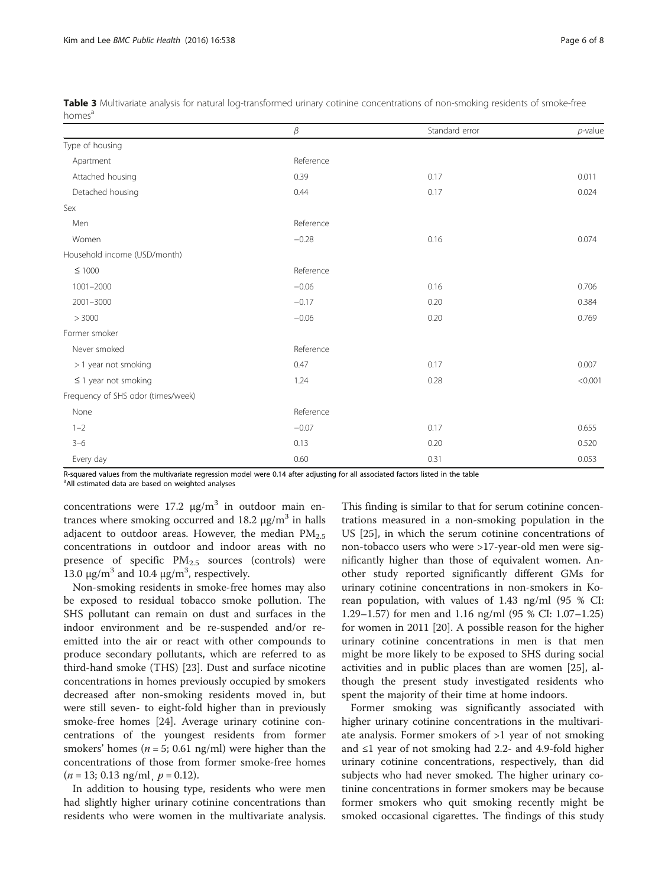**Table 3** Multivariate analysis for natural log-transformed urinary cotinine concentrations of non-smoking residents of smoke-free homes[a]

| | $\beta$ | Standard error | *p*-value |
|---|---|---|---|
| Type of housing | | | |
| Apartment | Reference | | |
| Attached housing | 0.39 | 0.17 | 0.011 |
| Detached housing | 0.44 | 0.17 | 0.024 |
| Sex | | | |
| Men | Reference | | |
| Women | −0.28 | 0.16 | 0.074 |
| Household income (USD/month) | | | |
| ≤ 1000 | Reference | | |
| 1001–2000 | −0.06 | 0.16 | 0.706 |
| 2001–3000 | −0.17 | 0.20 | 0.384 |
| > 3000 | −0.06 | 0.20 | 0.769 |
| Former smoker | | | |
| Never smoked | Reference | | |
| > 1 year not smoking | 0.47 | 0.17 | 0.007 |
| ≤ 1 year not smoking | 1.24 | 0.28 | <0.001 |
| Frequency of SHS odor (times/week) | | | |
| None | Reference | | |
| 1–2 | −0.07 | 0.17 | 0.655 |
| 3–6 | 0.13 | 0.20 | 0.520 |
| Every day | 0.60 | 0.31 | 0.053 |

R-squared values from the multivariate regression model were 0.14 after adjusting for all associated factors listed in the table
[a]All estimated data are based on weighted analyses

concentrations were 17.2 μg/m$^3$ in outdoor main entrances where smoking occurred and 18.2 μg/m$^3$ in halls adjacent to outdoor areas. However, the median $PM_{2.5}$ concentrations in outdoor and indoor areas with no presence of specific $PM_{2.5}$ sources (controls) were 13.0 μg/m$^3$ and 10.4 μg/m$^3$, respectively.

Non-smoking residents in smoke-free homes may also be exposed to residual tobacco smoke pollution. The SHS pollutant can remain on dust and surfaces in the indoor environment and be re-suspended and/or re-emitted into the air or react with other compounds to produce secondary pollutants, which are referred to as third-hand smoke (THS) [23]. Dust and surface nicotine concentrations in homes previously occupied by smokers decreased after non-smoking residents moved in, but were still seven- to eight-fold higher than in previously smoke-free homes [24]. Average urinary cotinine concentrations of the youngest residents from former smokers' homes ($n = 5$; 0.61 ng/ml) were higher than the concentrations of those from former smoke-free homes ($n = 13$; 0.13 ng/ml, $p = 0.12$).

In addition to housing type, residents who were men had slightly higher urinary cotinine concentrations than residents who were women in the multivariate analysis. This finding is similar to that for serum cotinine concentrations measured in a non-smoking population in the US [25], in which the serum cotinine concentrations of non-tobacco users who were >17-year-old men were significantly higher than those of equivalent women. Another study reported significantly different GMs for urinary cotinine concentrations in non-smokers in Korean population, with values of 1.43 ng/ml (95 % CI: 1.29–1.57) for men and 1.16 ng/ml (95 % CI: 1.07–1.25) for women in 2011 [20]. A possible reason for the higher urinary cotinine concentrations in men is that men might be more likely to be exposed to SHS during social activities and in public places than are women [25], although the present study investigated residents who spent the majority of their time at home indoors.

Former smoking was significantly associated with higher urinary cotinine concentrations in the multivariate analysis. Former smokers of >1 year of not smoking and ≤1 year of not smoking had 2.2- and 4.9-fold higher urinary cotinine concentrations, respectively, than did subjects who had never smoked. The higher urinary cotinine concentrations in former smokers may be because former smokers who quit smoking recently might be smoked occasional cigarettes. The findings of this study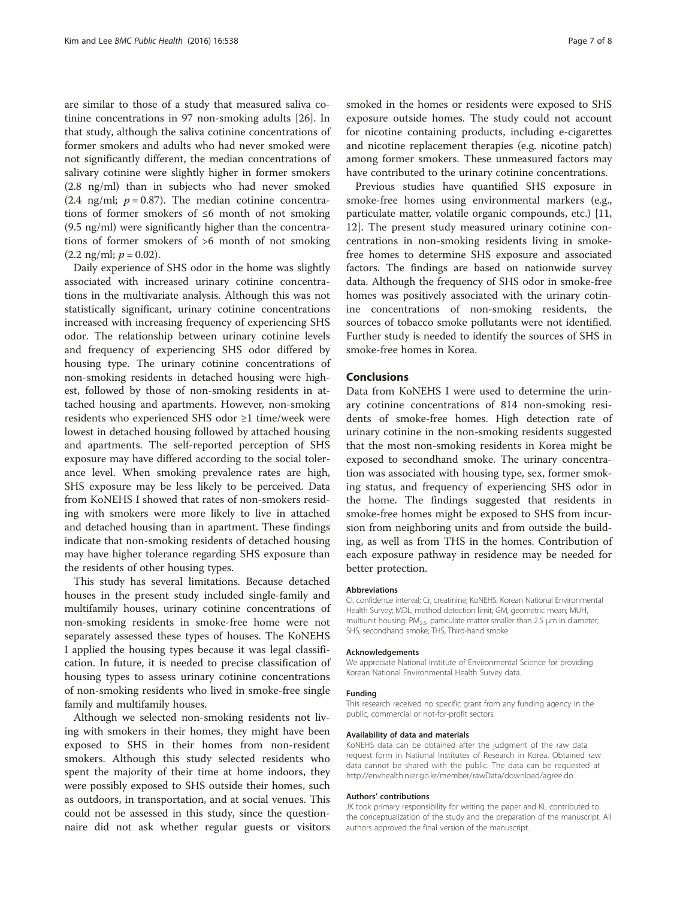are similar to those of a study that measured saliva cotinine concentrations in 97 non-smoking adults [26]. In that study, although the saliva cotinine concentrations of former smokers and adults who had never smoked were not significantly different, the median concentrations of salivary cotinine were slightly higher in former smokers (2.8 ng/ml) than in subjects who had never smoked (2.4 ng/ml; $p = 0.87$). The median cotinine concentrations of former smokers of ≤6 month of not smoking (9.5 ng/ml) were significantly higher than the concentrations of former smokers of >6 month of not smoking (2.2 ng/ml; $p = 0.02$).

Daily experience of SHS odor in the home was slightly associated with increased urinary cotinine concentrations in the multivariate analysis. Although this was not statistically significant, urinary cotinine concentrations increased with increasing frequency of experiencing SHS odor. The relationship between urinary cotinine levels and frequency of experiencing SHS odor differed by housing type. The urinary cotinine concentrations of non-smoking residents in detached housing were highest, followed by those of non-smoking residents in attached housing and apartments. However, non-smoking residents who experienced SHS odor ≥1 time/week were lowest in detached housing followed by attached housing and apartments. The self-reported perception of SHS exposure may have differed according to the social tolerance level. When smoking prevalence rates are high, SHS exposure may be less likely to be perceived. Data from KoNEHS I showed that rates of non-smokers residing with smokers were more likely to live in attached and detached housing than in apartment. These findings indicate that non-smoking residents of detached housing may have higher tolerance regarding SHS exposure than the residents of other housing types.

This study has several limitations. Because detached houses in the present study included single-family and multifamily houses, urinary cotinine concentrations of non-smoking residents in smoke-free home were not separately assessed these types of houses. The KoNEHS I applied the housing types because it was legal classification. In future, it is needed to precise classification of housing types to assess urinary cotinine concentrations of non-smoking residents who lived in smoke-free single family and multifamily houses.

Although we selected non-smoking residents not living with smokers in their homes, they might have been exposed to SHS in their homes from non-resident smokers. Although this study selected residents who spent the majority of their time at home indoors, they were possibly exposed to SHS outside their homes, such as outdoors, in transportation, and at social venues. This could not be assessed in this study, since the questionnaire did not ask whether regular guests or visitors smoked in the homes or residents were exposed to SHS exposure outside homes. The study could not account for nicotine containing products, including e-cigarettes and nicotine replacement therapies (e.g. nicotine patch) among former smokers. These unmeasured factors may have contributed to the urinary cotinine concentrations.

Previous studies have quantified SHS exposure in smoke-free homes using environmental markers (e.g., particulate matter, volatile organic compounds, etc.) [11, 12]. The present study measured urinary cotinine concentrations in non-smoking residents living in smoke-free homes to determine SHS exposure and associated factors. The findings are based on nationwide survey data. Although the frequency of SHS odor in smoke-free homes was positively associated with the urinary cotinine concentrations of non-smoking residents, the sources of tobacco smoke pollutants were not identified. Further study is needed to identify the sources of SHS in smoke-free homes in Korea.

## Conclusions

Data from KoNEHS I were used to determine the urinary cotinine concentrations of 814 non-smoking residents of smoke-free homes. High detection rate of urinary cotinine in the non-smoking residents suggested that the most non-smoking residents in Korea might be exposed to secondhand smoke. The urinary concentration was associated with housing type, sex, former smoking status, and frequency of experiencing SHS odor in the home. The findings suggested that residents in smoke-free homes might be exposed to SHS from incursion from neighboring units and from outside the building, as well as from THS in the homes. Contribution of each exposure pathway in residence may be needed for better protection.

#### Abbreviations

CI, confidence interval; Cr, creatinine; KoNEHS, Korean National Environmental Health Survey; MDL, method detection limit; GM, geometric mean; MUH, multiunit housing; $PM_{2.5}$, particulate matter smaller than 2.5 μm in diameter; SHS, secondhand smoke; THS, Third-hand smoke

#### Acknowledgements

We appreciate National Institute of Environmental Science for providing Korean National Environmental Health Survey data.

#### Funding

This research received no specific grant from any funding agency in the public, commercial or not-for-profit sectors.

#### Availability of data and materials

KoNEHS data can be obtained after the judgment of the raw data request form in National Institutes of Research in Korea. Obtained raw data cannot be shared with the public. The data can be requested at http://envhealth.nier.go.kr/member/rawData/download/agree.do

#### Authors' contributions

JK took primary responsibility for writing the paper and KL contributed to the conceptualization of the study and the preparation of the manuscript. All authors approved the final version of the manuscript.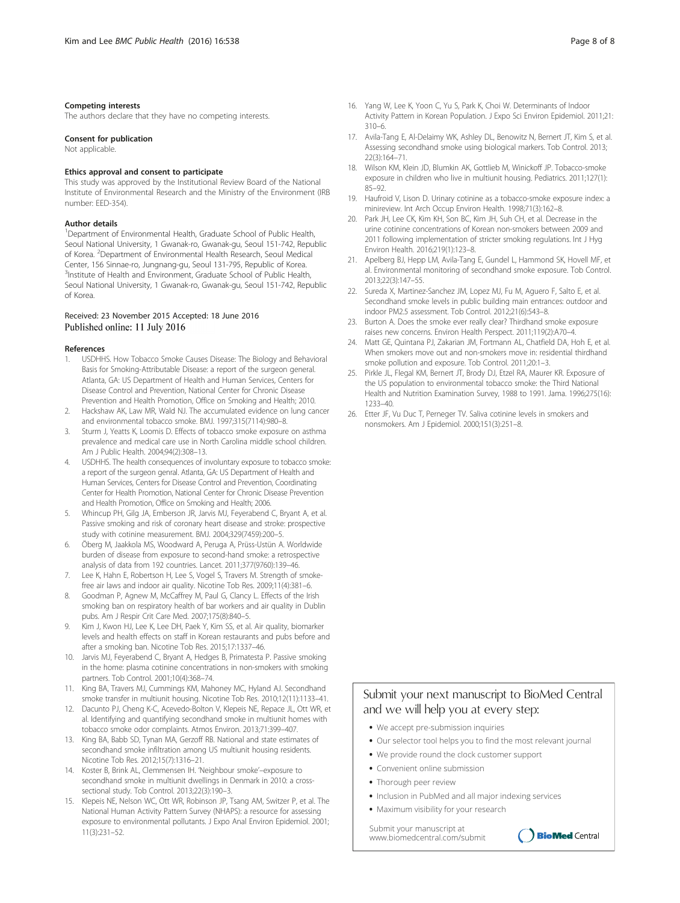#### Competing interests

The authors declare that they have no competing interests.

#### Consent for publication

Not applicable.

#### Ethics approval and consent to participate

This study was approved by the Institutional Review Board of the National Institute of Environmental Research and the Ministry of the Environment (IRB number: EED-354).

#### Author details

[1]Department of Environmental Health, Graduate School of Public Health, Seoul National University, 1 Gwanak-ro, Gwanak-gu, Seoul 151-742, Republic of Korea. [2]Department of Environmental Health Research, Seoul Medical Center, 156 Sinnae-ro, Jungnang-gu, Seoul 131-795, Republic of Korea. [3]Institute of Health and Environment, Graduate School of Public Health, Seoul National University, 1 Gwanak-ro, Gwanak-gu, Seoul 151-742, Republic of Korea.

Received: 23 November 2015 Accepted: 18 June 2016
Published online: 11 July 2016

#### References

1. USDHHS. How Tobacco Smoke Causes Disease: The Biology and Behavioral Basis for Smoking-Attributable Disease: a report of the surgeon general. Atlanta, GA: US Department of Health and Human Services, Centers for Disease Control and Prevention, National Center for Chronic Disease Prevention and Health Promotion, Office on Smoking and Health; 2010.
2. Hackshaw AK, Law MR, Wald NJ. The accumulated evidence on lung cancer and environmental tobacco smoke. BMJ. 1997;315(7114):980–8.
3. Sturm J, Yeatts K, Loomis D. Effects of tobacco smoke exposure on asthma prevalence and medical care use in North Carolina middle school children. Am J Public Health. 2004;94(2):308–13.
4. USDHHS. The health consequences of involuntary exposure to tobacco smoke: a report of the surgeon genral. Atlanta, GA: US Department of Health and Human Services, Centers for Disease Control and Prevention, Coordinating Center for Health Promotion, National Center for Chronic Disease Prevention and Health Promotion, Office on Smoking and Health; 2006.
5. Whincup PH, Gilg JA, Emberson JR, Jarvis MJ, Feyerabend C, Bryant A, et al. Passive smoking and risk of coronary heart disease and stroke: prospective study with cotinine measurement. BMJ. 2004;329(7459):200–5.
6. Öberg M, Jaakkola MS, Woodward A, Peruga A, Prüss-Ustün A. Worldwide burden of disease from exposure to second-hand smoke: a retrospective analysis of data from 192 countries. Lancet. 2011;377(9760):139–46.
7. Lee K, Hahn E, Robertson H, Lee S, Vogel S, Travers M. Strength of smoke-free air laws and indoor air quality. Nicotine Tob Res. 2009;11(4):381–6.
8. Goodman P, Agnew M, McCaffrey M, Paul G, Clancy L. Effects of the Irish smoking ban on respiratory health of bar workers and air quality in Dublin pubs. Am J Respir Crit Care Med. 2007;175(8):840–5.
9. Kim J, Kwon HJ, Lee K, Lee DH, Paek Y, Kim SS, et al. Air quality, biomarker levels and health effects on staff in Korean restaurants and pubs before and after a smoking ban. Nicotine Tob Res. 2015;17:1337–46.
10. Jarvis MJ, Feyerabend C, Bryant A, Hedges B, Primatesta P. Passive smoking in the home: plasma cotinine concentrations in non-smokers with smoking partners. Tob Control. 2001;10(4):368–74.
11. King BA, Travers MJ, Cummings KM, Mahoney MC, Hyland AJ. Secondhand smoke transfer in multiunit housing. Nicotine Tob Res. 2010;12(11):1133–41.
12. Dacunto PJ, Cheng K-C, Acevedo-Bolton V, Klepeis NE, Repace JL, Ott WR, et al. Identifying and quantifying secondhand smoke in multiunit homes with tobacco smoke odor complaints. Atmos Environ. 2013;71:399–407.
13. King BA, Babb SD, Tynan MA, Gerzoff RB. National and state estimates of secondhand smoke infiltration among US multiunit housing residents. Nicotine Tob Res. 2012;15(7):1316–21.
14. Koster B, Brink AL, Clemmensen IH. 'Neighbour smoke'–exposure to secondhand smoke in multiunit dwellings in Denmark in 2010: a cross-sectional study. Tob Control. 2013;22(3):190–3.
15. Klepeis NE, Nelson WC, Ott WR, Robinson JP, Tsang AM, Switzer P, et al. The National Human Activity Pattern Survey (NHAPS): a resource for assessing exposure to environmental pollutants. J Expo Anal Environ Epidemiol. 2001; 11(3):231–52.
16. Yang W, Lee K, Yoon C, Yu S, Park K, Choi W. Determinants of Indoor Activity Pattern in Korean Population. J Expo Sci Environ Epidemiol. 2011;21: 310–6.
17. Avila-Tang E, Al-Delaimy WK, Ashley DL, Benowitz N, Bernert JT, Kim S, et al. Assessing secondhand smoke using biological markers. Tob Control. 2013; 22(3):164–71.
18. Wilson KM, Klein JD, Blumkin AK, Gottlieb M, Winickoff JP. Tobacco-smoke exposure in children who live in multiunit housing. Pediatrics. 2011;127(1): 85–92.
19. Haufroid V, Lison D. Urinary cotinine as a tobacco-smoke exposure index: a minireview. Int Arch Occup Environ Health. 1998;71(3):162–8.
20. Park JH, Lee CK, Kim KH, Son BC, Kim JH, Suh CH, et al. Decrease in the urine cotinine concentrations of Korean non-smokers between 2009 and 2011 following implementation of stricter smoking regulations. Int J Hyg Environ Health. 2016;219(1):123–8.
21. Apelberg BJ, Hepp LM, Avila-Tang E, Gundel L, Hammond SK, Hovell MF, et al. Environmental monitoring of secondhand smoke exposure. Tob Control. 2013;22(3):147–55.
22. Sureda X, Martinez-Sanchez JM, Lopez MJ, Fu M, Aguero F, Salto E, et al. Secondhand smoke levels in public building main entrances: outdoor and indoor PM2.5 assessment. Tob Control. 2012;21(6):543–8.
23. Burton A. Does the smoke ever really clear? Thirdhand smoke exposure raises new concerns. Environ Health Perspect. 2011;119(2):A70–4.
24. Matt GE, Quintana PJ, Zakarian JM, Fortmann AL, Chatfield DA, Hoh E, et al. When smokers move out and non-smokers move in: residential thirdhand smoke pollution and exposure. Tob Control. 2011;20:1–3.
25. Pirkle JL, Flegal KM, Bernert JT, Brody DJ, Etzel RA, Maurer KR. Exposure of the US population to environmental tobacco smoke: the Third National Health and Nutrition Examination Survey, 1988 to 1991. Jama. 1996;275(16): 1233–40.
26. Etter JF, Vu Duc T, Perneger TV. Saliva cotinine levels in smokers and nonsmokers. Am J Epidemiol. 2000;151(3):251–8.

Submit your next manuscript to BioMed Central and we will help you at every step:

- We accept pre-submission inquiries
- Our selector tool helps you to find the most relevant journal
- We provide round the clock customer support
- Convenient online submission
- Thorough peer review
- Inclusion in PubMed and all major indexing services
- Maximum visibility for your research

Submit your manuscript at
www.biomedcentral.com/submit

BioMed Central